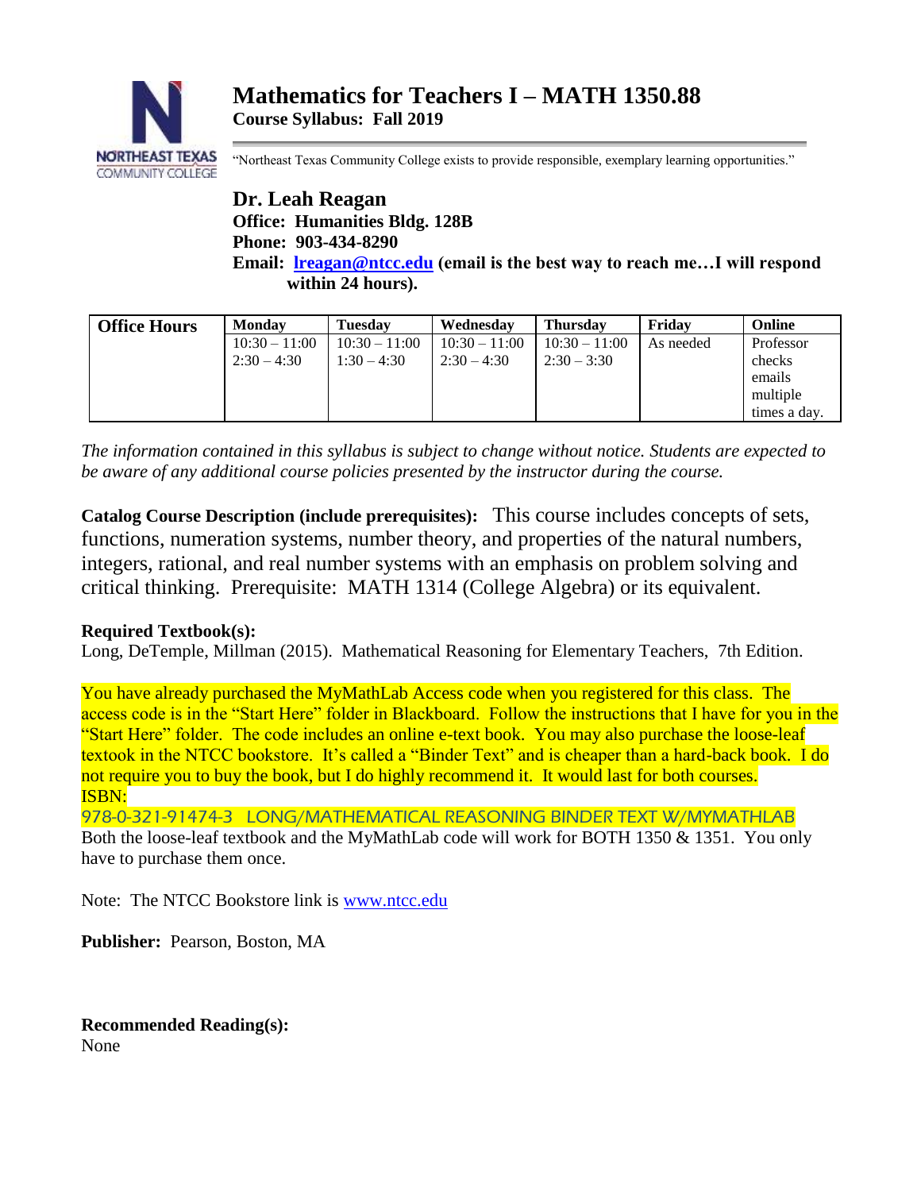# Mathematics for Teachers I – MATH 1350.88

**Course Syllabus: Fall 2019**

"Northeast Texas Community College exists to provide responsible, exemplary learning opportunities."

## Dr. Leah Reagan

**Office: Humanities Bldg. 128B**
**Phone: 903-434-8290**
**Email: lreagan@ntcc.edu (email is the best way to reach me…I will respond within 24 hours).**

| Office Hours | Monday | Tuesday | Wednesday | Thursday | Friday | Online |
|---|---|---|---|---|---|---|
| | 10:30 – 11:00<br>2:30 – 4:30 | 10:30 – 11:00<br>1:30 – 4:30 | 10:30 – 11:00<br>2:30 – 4:30 | 10:30 – 11:00<br>2:30 – 3:30 | As needed | Professor checks emails multiple times a day. |

*The information contained in this syllabus is subject to change without notice. Students are expected to be aware of any additional course policies presented by the instructor during the course.*

**Catalog Course Description (include prerequisites):** This course includes concepts of sets, functions, numeration systems, number theory, and properties of the natural numbers, integers, rational, and real number systems with an emphasis on problem solving and critical thinking. Prerequisite: MATH 1314 (College Algebra) or its equivalent.

**Required Textbook(s):**
Long, DeTemple, Millman (2015). Mathematical Reasoning for Elementary Teachers, 7th Edition.

You have already purchased the MyMathLab Access code when you registered for this class. The access code is in the "Start Here" folder in Blackboard. Follow the instructions that I have for you in the "Start Here" folder. The code includes an online e-text book. You may also purchase the loose-leaf textook in the NTCC bookstore. It's called a "Binder Text" and is cheaper than a hard-back book. I do not require you to buy the book, but I do highly recommend it. It would last for both courses.
ISBN:
978-0-321-91474-3 LONG/MATHEMATICAL REASONING BINDER TEXT W/MYMATHLAB
Both the loose-leaf textbook and the MyMathLab code will work for BOTH 1350 & 1351. You only have to purchase them once.

Note: The NTCC Bookstore link is www.ntcc.edu

**Publisher:** Pearson, Boston, MA

**Recommended Reading(s):**
None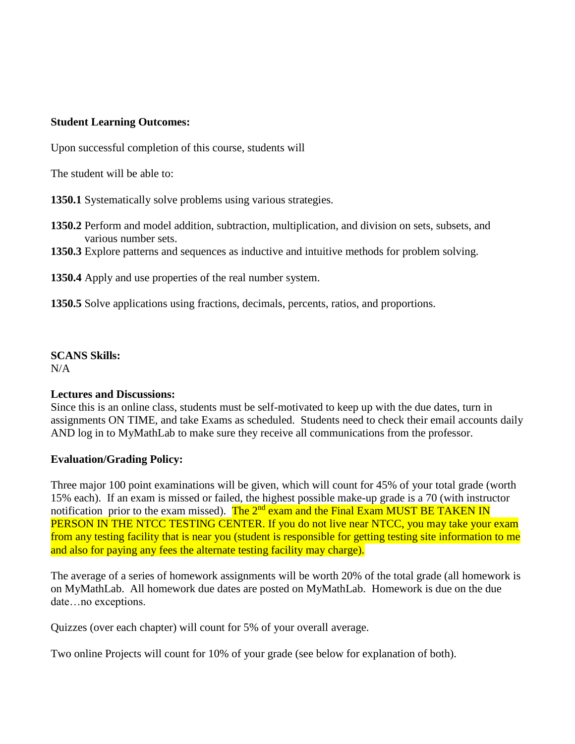**Student Learning Outcomes:**

Upon successful completion of this course, students will

The student will be able to:

**1350.1** Systematically solve problems using various strategies.

**1350.2** Perform and model addition, subtraction, multiplication, and division on sets, subsets, and various number sets.

**1350.3** Explore patterns and sequences as inductive and intuitive methods for problem solving.

**1350.4** Apply and use properties of the real number system.

**1350.5** Solve applications using fractions, decimals, percents, ratios, and proportions.

**SCANS Skills:**
N/A

**Lectures and Discussions:**
Since this is an online class, students must be self-motivated to keep up with the due dates, turn in assignments ON TIME, and take Exams as scheduled. Students need to check their email accounts daily AND log in to MyMathLab to make sure they receive all communications from the professor.

**Evaluation/Grading Policy:**

Three major 100 point examinations will be given, which will count for 45% of your total grade (worth 15% each). If an exam is missed or failed, the highest possible make-up grade is a 70 (with instructor notification prior to the exam missed). The 2nd exam and the Final Exam MUST BE TAKEN IN PERSON IN THE NTCC TESTING CENTER. If you do not live near NTCC, you may take your exam from any testing facility that is near you (student is responsible for getting testing site information to me and also for paying any fees the alternate testing facility may charge).

The average of a series of homework assignments will be worth 20% of the total grade (all homework is on MyMathLab. All homework due dates are posted on MyMathLab. Homework is due on the due date…no exceptions.

Quizzes (over each chapter) will count for 5% of your overall average.

Two online Projects will count for 10% of your grade (see below for explanation of both).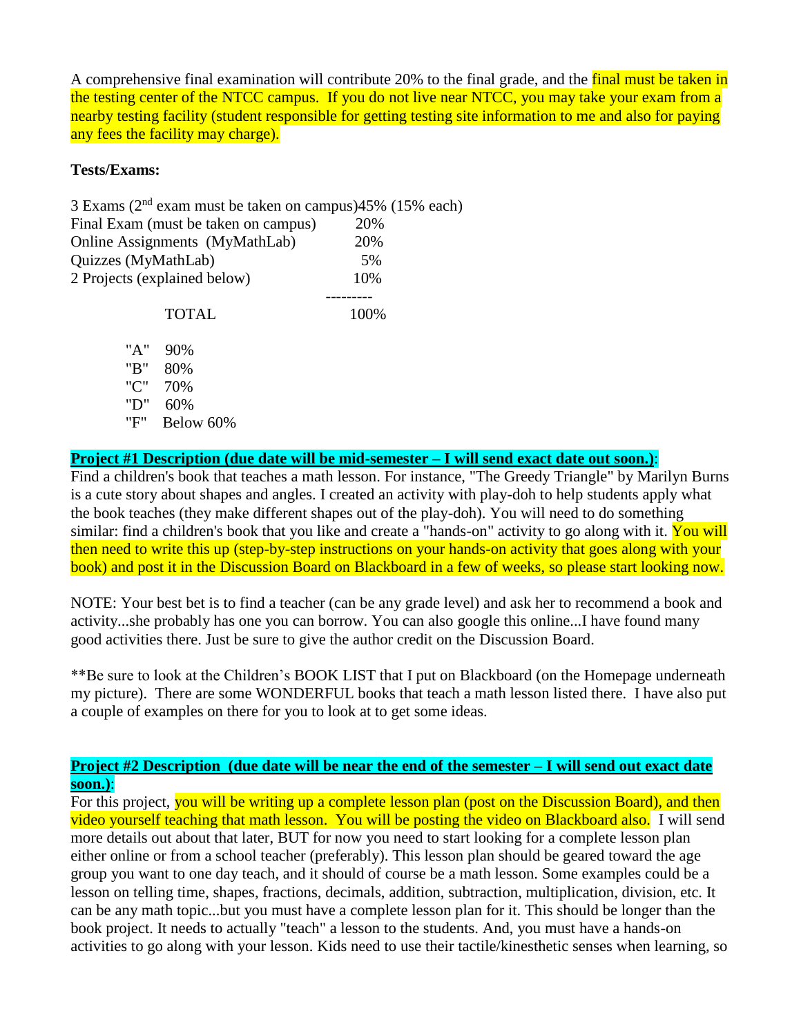A comprehensive final examination will contribute 20% to the final grade, and the final must be taken in the testing center of the NTCC campus. If you do not live near NTCC, you may take your exam from a nearby testing facility (student responsible for getting testing site information to me and also for paying any fees the facility may charge).

**Tests/Exams:**

| | |
|---|---|
| 3 Exams (2nd exam must be taken on campus) | 45% (15% each) |
| Final Exam (must be taken on campus) | 20% |
| Online Assignments (MyMathLab) | 20% |
| Quizzes (MyMathLab) | 5% |
| 2 Projects (explained below) | 10% |
| TOTAL | 100% |

| | |
|---|---|
| "A" | 90% |
| "B" | 80% |
| "C" | 70% |
| "D" | 60% |
| "F" | Below 60% |

**Project #1 Description (due date will be mid-semester – I will send exact date out soon.)**:

Find a children's book that teaches a math lesson. For instance, "The Greedy Triangle" by Marilyn Burns is a cute story about shapes and angles. I created an activity with play-doh to help students apply what the book teaches (they make different shapes out of the play-doh). You will need to do something similar: find a children's book that you like and create a "hands-on" activity to go along with it. You will then need to write this up (step-by-step instructions on your hands-on activity that goes along with your book) and post it in the Discussion Board on Blackboard in a few of weeks, so please start looking now.

NOTE: Your best bet is to find a teacher (can be any grade level) and ask her to recommend a book and activity...she probably has one you can borrow. You can also google this online...I have found many good activities there. Just be sure to give the author credit on the Discussion Board.

**Be sure to look at the Children's BOOK LIST that I put on Blackboard (on the Homepage underneath my picture). There are some WONDERFUL books that teach a math lesson listed there. I have also put a couple of examples on there for you to look at to get some ideas.

**Project #2 Description (due date will be near the end of the semester – I will send out exact date soon.)**:

For this project, you will be writing up a complete lesson plan (post on the Discussion Board), and then video yourself teaching that math lesson. You will be posting the video on Blackboard also. I will send more details out about that later, BUT for now you need to start looking for a complete lesson plan either online or from a school teacher (preferably). This lesson plan should be geared toward the age group you want to one day teach, and it should of course be a math lesson. Some examples could be a lesson on telling time, shapes, fractions, decimals, addition, subtraction, multiplication, division, etc. It can be any math topic...but you must have a complete lesson plan for it. This should be longer than the book project. It needs to actually "teach" a lesson to the students. And, you must have a hands-on activities to go along with your lesson. Kids need to use their tactile/kinesthetic senses when learning, so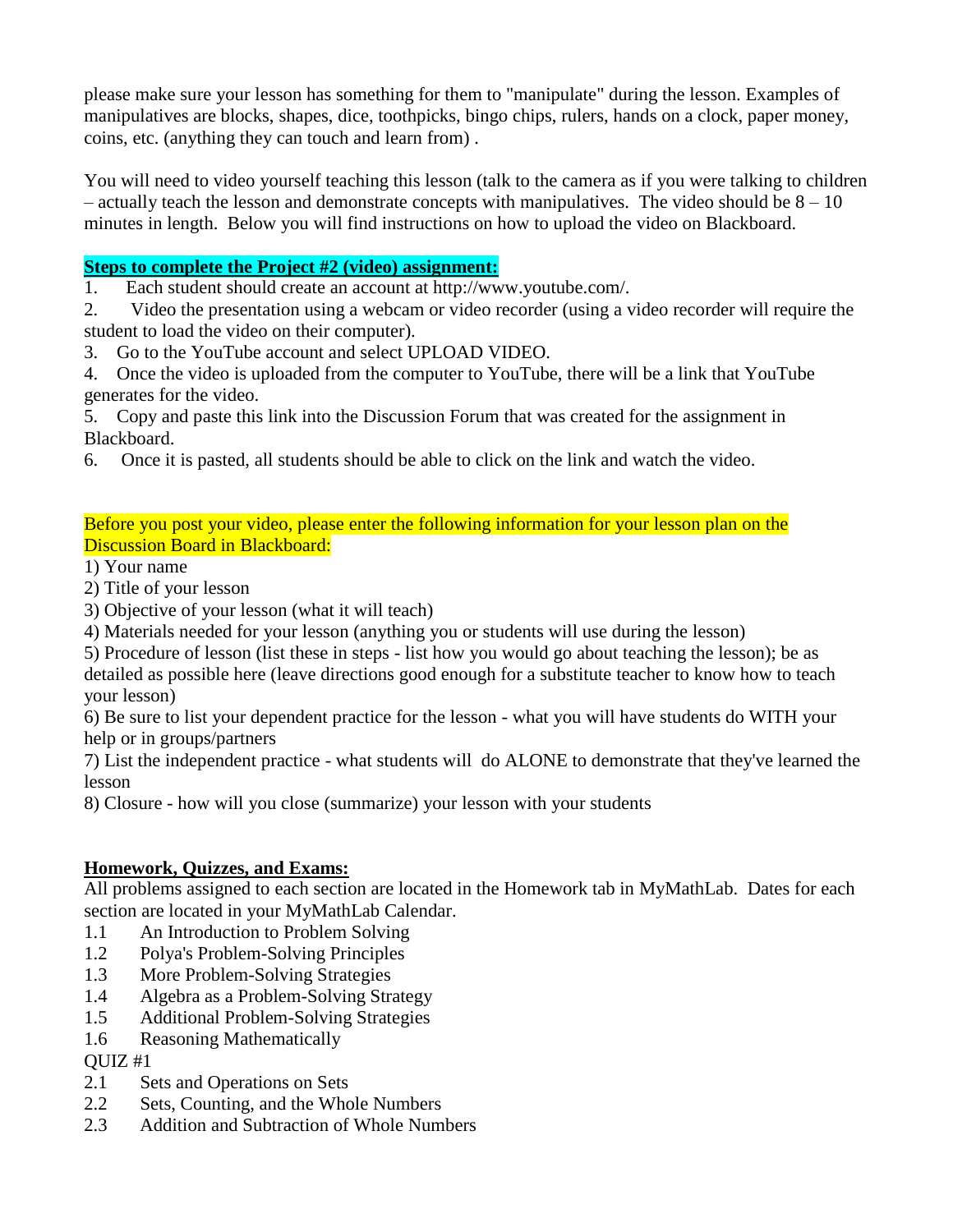please make sure your lesson has something for them to "manipulate" during the lesson. Examples of manipulatives are blocks, shapes, dice, toothpicks, bingo chips, rulers, hands on a clock, paper money, coins, etc. (anything they can touch and learn from) .

You will need to video yourself teaching this lesson (talk to the camera as if you were talking to children – actually teach the lesson and demonstrate concepts with manipulatives. The video should be 8 – 10 minutes in length. Below you will find instructions on how to upload the video on Blackboard.

**Steps to complete the Project #2 (video) assignment:**

1. Each student should create an account at http://www.youtube.com/.
2. Video the presentation using a webcam or video recorder (using a video recorder will require the student to load the video on their computer).
3. Go to the YouTube account and select UPLOAD VIDEO.
4. Once the video is uploaded from the computer to YouTube, there will be a link that YouTube generates for the video.
5. Copy and paste this link into the Discussion Forum that was created for the assignment in Blackboard.
6. Once it is pasted, all students should be able to click on the link and watch the video.

Before you post your video, please enter the following information for your lesson plan on the Discussion Board in Blackboard:

1) Your name
2) Title of your lesson
3) Objective of your lesson (what it will teach)
4) Materials needed for your lesson (anything you or students will use during the lesson)
5) Procedure of lesson (list these in steps - list how you would go about teaching the lesson); be as detailed as possible here (leave directions good enough for a substitute teacher to know how to teach your lesson)
6) Be sure to list your dependent practice for the lesson - what you will have students do WITH your help or in groups/partners
7) List the independent practice - what students will do ALONE to demonstrate that they've learned the lesson
8) Closure - how will you close (summarize) your lesson with your students

**Homework, Quizzes, and Exams:**

All problems assigned to each section are located in the Homework tab in MyMathLab. Dates for each section are located in your MyMathLab Calendar.

1.1 An Introduction to Problem Solving
1.2 Polya's Problem-Solving Principles
1.3 More Problem-Solving Strategies
1.4 Algebra as a Problem-Solving Strategy
1.5 Additional Problem-Solving Strategies
1.6 Reasoning Mathematically
QUIZ #1
2.1 Sets and Operations on Sets
2.2 Sets, Counting, and the Whole Numbers
2.3 Addition and Subtraction of Whole Numbers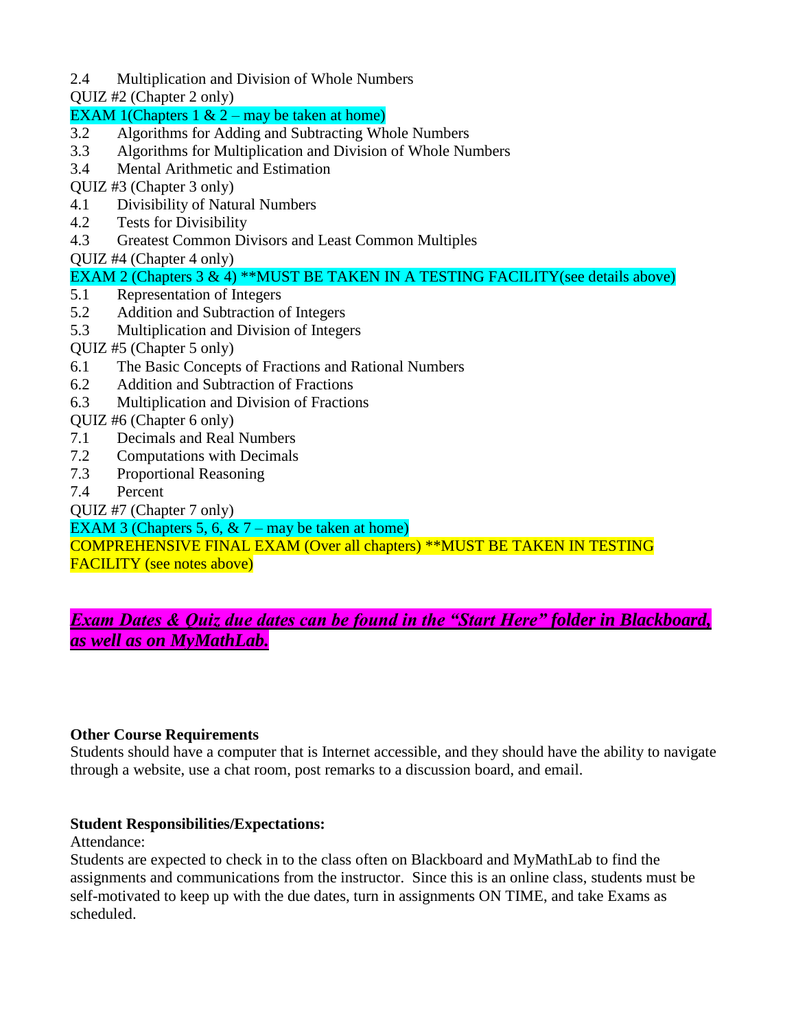2.4 Multiplication and Division of Whole Numbers

QUIZ #2 (Chapter 2 only)

EXAM 1(Chapters 1 & 2 – may be taken at home)

3.2 Algorithms for Adding and Subtracting Whole Numbers

3.3 Algorithms for Multiplication and Division of Whole Numbers

3.4 Mental Arithmetic and Estimation

QUIZ #3 (Chapter 3 only)

4.1 Divisibility of Natural Numbers

4.2 Tests for Divisibility

4.3 Greatest Common Divisors and Least Common Multiples

QUIZ #4 (Chapter 4 only)

EXAM 2 (Chapters 3 & 4) **MUST BE TAKEN IN A TESTING FACILITY(see details above)

5.1 Representation of Integers

5.2 Addition and Subtraction of Integers

5.3 Multiplication and Division of Integers

QUIZ #5 (Chapter 5 only)

6.1 The Basic Concepts of Fractions and Rational Numbers

6.2 Addition and Subtraction of Fractions

6.3 Multiplication and Division of Fractions

QUIZ #6 (Chapter 6 only)

7.1 Decimals and Real Numbers

7.2 Computations with Decimals

7.3 Proportional Reasoning

7.4 Percent

QUIZ #7 (Chapter 7 only)

EXAM 3 (Chapters 5, 6, & 7 – may be taken at home)

COMPREHENSIVE FINAL EXAM (Over all chapters) **MUST BE TAKEN IN TESTING FACILITY (see notes above)

***Exam Dates & Quiz due dates can be found in the "Start Here" folder in Blackboard, as well as on MyMathLab.***

**Other Course Requirements**

Students should have a computer that is Internet accessible, and they should have the ability to navigate through a website, use a chat room, post remarks to a discussion board, and email.

**Student Responsibilities/Expectations:**

Attendance:

Students are expected to check in to the class often on Blackboard and MyMathLab to find the assignments and communications from the instructor. Since this is an online class, students must be self-motivated to keep up with the due dates, turn in assignments ON TIME, and take Exams as scheduled.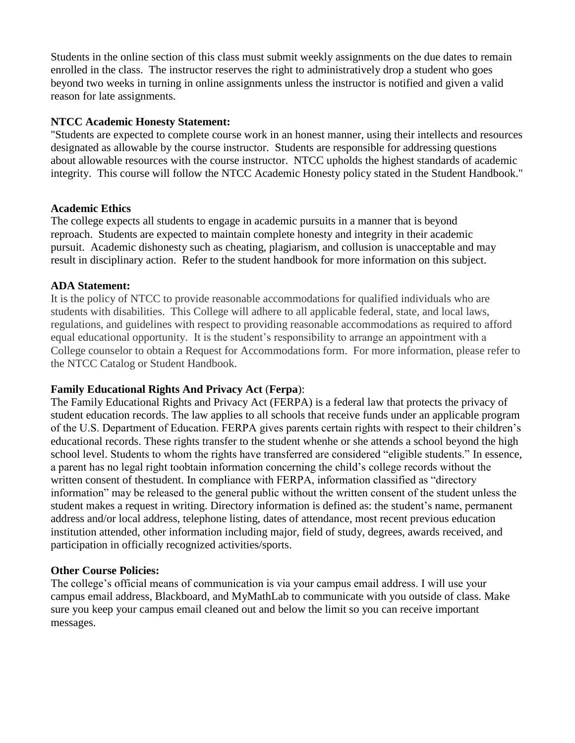Students in the online section of this class must submit weekly assignments on the due dates to remain enrolled in the class. The instructor reserves the right to administratively drop a student who goes beyond two weeks in turning in online assignments unless the instructor is notified and given a valid reason for late assignments.

**NTCC Academic Honesty Statement:**

"Students are expected to complete course work in an honest manner, using their intellects and resources designated as allowable by the course instructor. Students are responsible for addressing questions about allowable resources with the course instructor. NTCC upholds the highest standards of academic integrity. This course will follow the NTCC Academic Honesty policy stated in the Student Handbook."

**Academic Ethics**

The college expects all students to engage in academic pursuits in a manner that is beyond reproach. Students are expected to maintain complete honesty and integrity in their academic pursuit. Academic dishonesty such as cheating, plagiarism, and collusion is unacceptable and may result in disciplinary action. Refer to the student handbook for more information on this subject.

**ADA Statement:**

It is the policy of NTCC to provide reasonable accommodations for qualified individuals who are students with disabilities. This College will adhere to all applicable federal, state, and local laws, regulations, and guidelines with respect to providing reasonable accommodations as required to afford equal educational opportunity. It is the student's responsibility to arrange an appointment with a College counselor to obtain a Request for Accommodations form. For more information, please refer to the NTCC Catalog or Student Handbook.

**Family Educational Rights And Privacy Act** (**Ferpa**):

The Family Educational Rights and Privacy Act (FERPA) is a federal law that protects the privacy of student education records. The law applies to all schools that receive funds under an applicable program of the U.S. Department of Education. FERPA gives parents certain rights with respect to their children's educational records. These rights transfer to the student whenhe or she attends a school beyond the high school level. Students to whom the rights have transferred are considered "eligible students." In essence, a parent has no legal right toobtain information concerning the child's college records without the written consent of thestudent. In compliance with FERPA, information classified as "directory information" may be released to the general public without the written consent of the student unless the student makes a request in writing. Directory information is defined as: the student's name, permanent address and/or local address, telephone listing, dates of attendance, most recent previous education institution attended, other information including major, field of study, degrees, awards received, and participation in officially recognized activities/sports.

**Other Course Policies:**

The college's official means of communication is via your campus email address. I will use your campus email address, Blackboard, and MyMathLab to communicate with you outside of class. Make sure you keep your campus email cleaned out and below the limit so you can receive important messages.